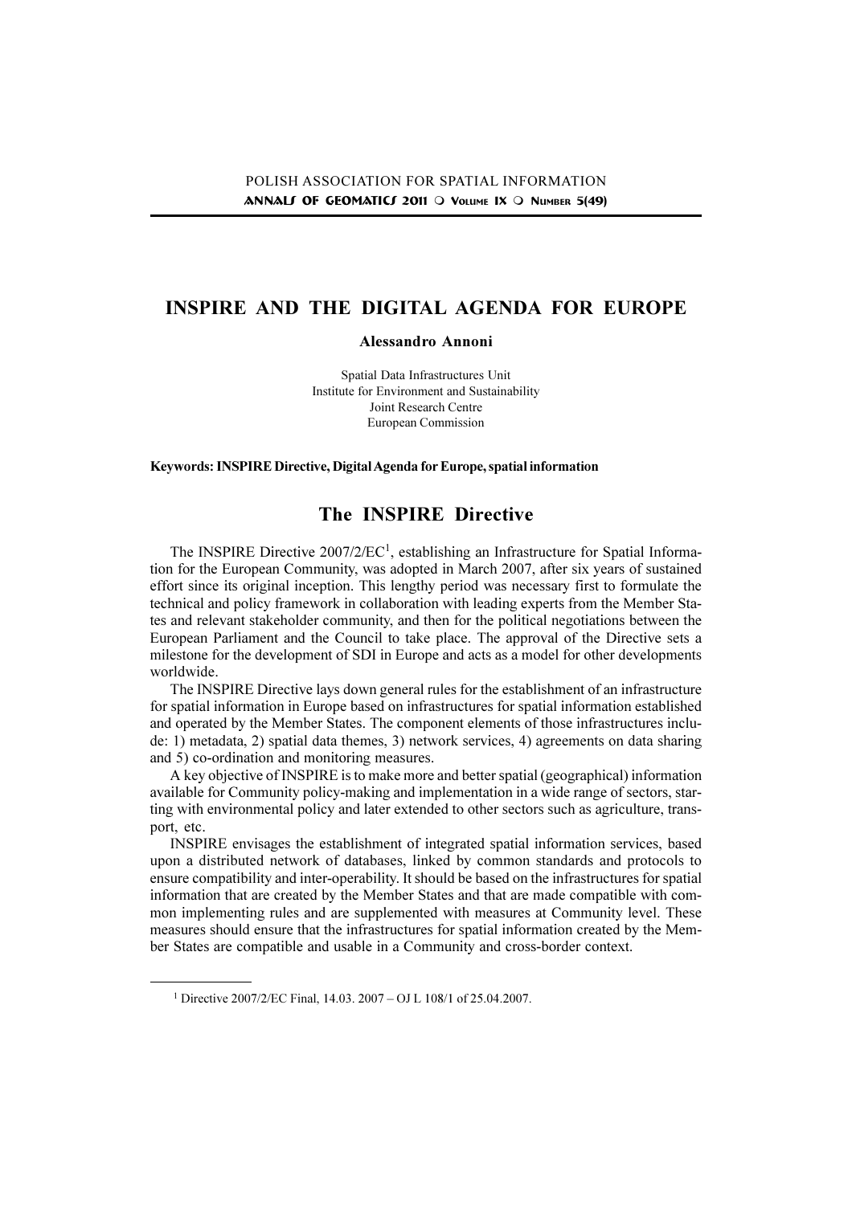# INSPIRE AND THE DIGITAL AGENDA FOR EUROPE

**Alessandro Annoni**

Spatial Data Infrastructures Unit
Institute for Environment and Sustainability
Joint Research Centre
European Commission

**Keywords: INSPIRE Directive, Digital Agenda for Europe, spatial information**

## The INSPIRE Directive

The INSPIRE Directive 2007/2/EC[1], establishing an Infrastructure for Spatial Information for the European Community, was adopted in March 2007, after six years of sustained effort since its original inception. This lengthy period was necessary first to formulate the technical and policy framework in collaboration with leading experts from the Member States and relevant stakeholder community, and then for the political negotiations between the European Parliament and the Council to take place. The approval of the Directive sets a milestone for the development of SDI in Europe and acts as a model for other developments worldwide.

The INSPIRE Directive lays down general rules for the establishment of an infrastructure for spatial information in Europe based on infrastructures for spatial information established and operated by the Member States. The component elements of those infrastructures include: 1) metadata, 2) spatial data themes, 3) network services, 4) agreements on data sharing and 5) co-ordination and monitoring measures.

A key objective of INSPIRE is to make more and better spatial (geographical) information available for Community policy-making and implementation in a wide range of sectors, starting with environmental policy and later extended to other sectors such as agriculture, transport, etc.

INSPIRE envisages the establishment of integrated spatial information services, based upon a distributed network of databases, linked by common standards and protocols to ensure compatibility and inter-operability. It should be based on the infrastructures for spatial information that are created by the Member States and that are made compatible with common implementing rules and are supplemented with measures at Community level. These measures should ensure that the infrastructures for spatial information created by the Member States are compatible and usable in a Community and cross-border context.

[1] Directive 2007/2/EC Final, 14.03. 2007 – OJ L 108/1 of 25.04.2007.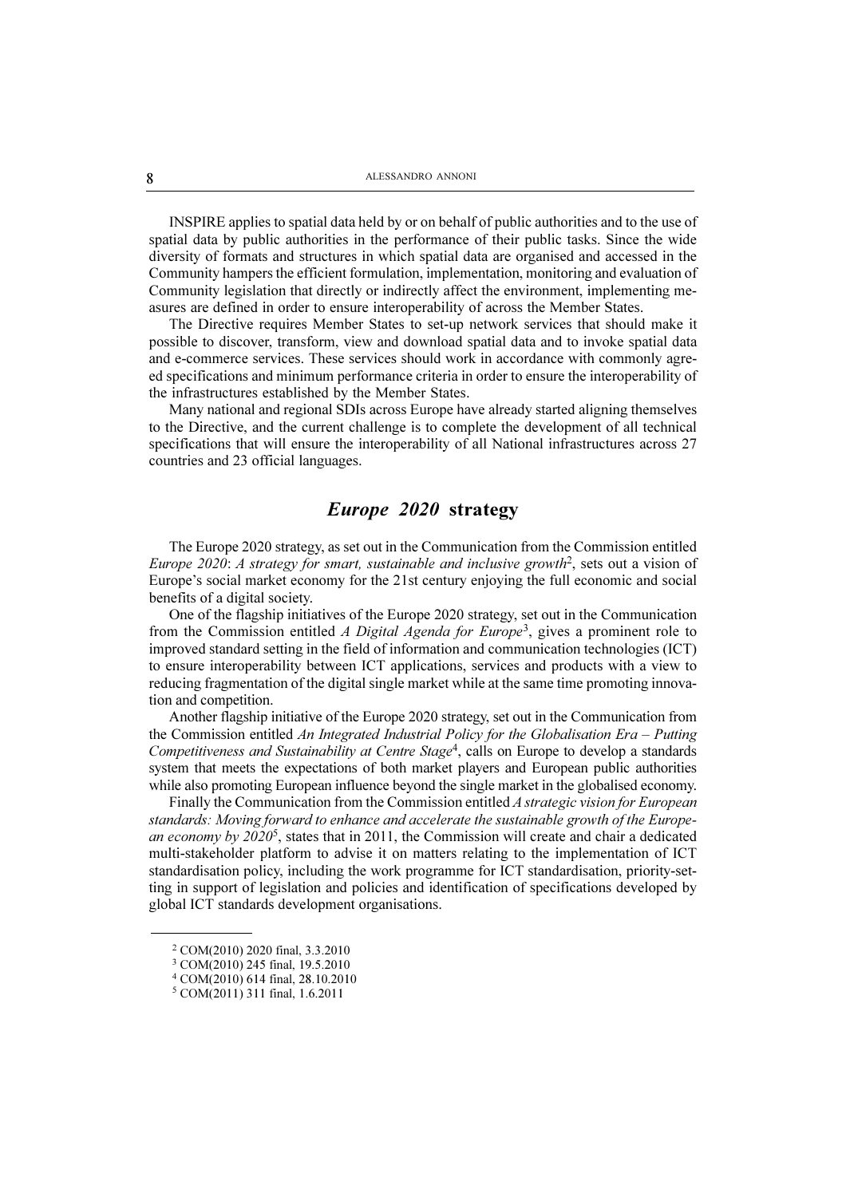INSPIRE applies to spatial data held by or on behalf of public authorities and to the use of spatial data by public authorities in the performance of their public tasks. Since the wide diversity of formats and structures in which spatial data are organised and accessed in the Community hampers the efficient formulation, implementation, monitoring and evaluation of Community legislation that directly or indirectly affect the environment, implementing measures are defined in order to ensure interoperability of across the Member States.

The Directive requires Member States to set-up network services that should make it possible to discover, transform, view and download spatial data and to invoke spatial data and e-commerce services. These services should work in accordance with commonly agreed specifications and minimum performance criteria in order to ensure the interoperability of the infrastructures established by the Member States.

Many national and regional SDIs across Europe have already started aligning themselves to the Directive, and the current challenge is to complete the development of all technical specifications that will ensure the interoperability of all National infrastructures across 27 countries and 23 official languages.

## *Europe 2020* strategy

The Europe 2020 strategy, as set out in the Communication from the Commission entitled *Europe 2020*: *A strategy for smart, sustainable and inclusive growth*[2], sets out a vision of Europe's social market economy for the 21st century enjoying the full economic and social benefits of a digital society.

One of the flagship initiatives of the Europe 2020 strategy, set out in the Communication from the Commission entitled *A Digital Agenda for Europe*[3], gives a prominent role to improved standard setting in the field of information and communication technologies (ICT) to ensure interoperability between ICT applications, services and products with a view to reducing fragmentation of the digital single market while at the same time promoting innovation and competition.

Another flagship initiative of the Europe 2020 strategy, set out in the Communication from the Commission entitled *An Integrated Industrial Policy for the Globalisation Era – Putting Competitiveness and Sustainability at Centre Stage*[4], calls on Europe to develop a standards system that meets the expectations of both market players and European public authorities while also promoting European influence beyond the single market in the globalised economy.

Finally the Communication from the Commission entitled *A strategic vision for European standards: Moving forward to enhance and accelerate the sustainable growth of the European economy by 2020*[5], states that in 2011, the Commission will create and chair a dedicated multi-stakeholder platform to advise it on matters relating to the implementation of ICT standardisation policy, including the work programme for ICT standardisation, priority-setting in support of legislation and policies and identification of specifications developed by global ICT standards development organisations.

---

[2] COM(2010) 2020 final, 3.3.2010

[3] COM(2010) 245 final, 19.5.2010

[4] COM(2010) 614 final, 28.10.2010

[5] COM(2011) 311 final, 1.6.2011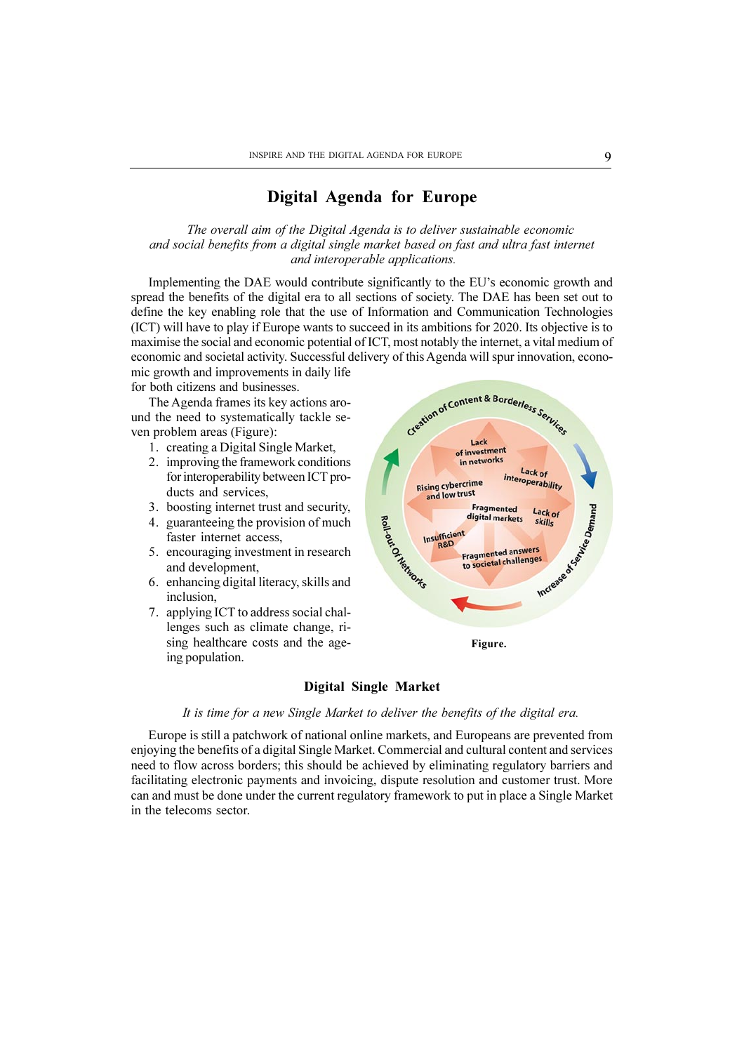# Digital Agenda for Europe

*The overall aim of the Digital Agenda is to deliver sustainable economic and social benefits from a digital single market based on fast and ultra fast internet and interoperable applications.*

Implementing the DAE would contribute significantly to the EU's economic growth and spread the benefits of the digital era to all sections of society. The DAE has been set out to define the key enabling role that the use of Information and Communication Technologies (ICT) will have to play if Europe wants to succeed in its ambitions for 2020. Its objective is to maximise the social and economic potential of ICT, most notably the internet, a vital medium of economic and societal activity. Successful delivery of this Agenda will spur innovation, economic growth and improvements in daily life for both citizens and businesses.

The Agenda frames its key actions around the need to systematically tackle seven problem areas (Figure):

1. creating a Digital Single Market,
2. improving the framework conditions for interoperability between ICT products and services,
3. boosting internet trust and security,
4. guaranteeing the provision of much faster internet access,
5. encouraging investment in research and development,
6. enhancing digital literacy, skills and inclusion,
7. applying ICT to address social challenges such as climate change, rising healthcare costs and the ageing population.

**Figure.**

## Digital Single Market

*It is time for a new Single Market to deliver the benefits of the digital era.*

Europe is still a patchwork of national online markets, and Europeans are prevented from enjoying the benefits of a digital Single Market. Commercial and cultural content and services need to flow across borders; this should be achieved by eliminating regulatory barriers and facilitating electronic payments and invoicing, dispute resolution and customer trust. More can and must be done under the current regulatory framework to put in place a Single Market in the telecoms sector.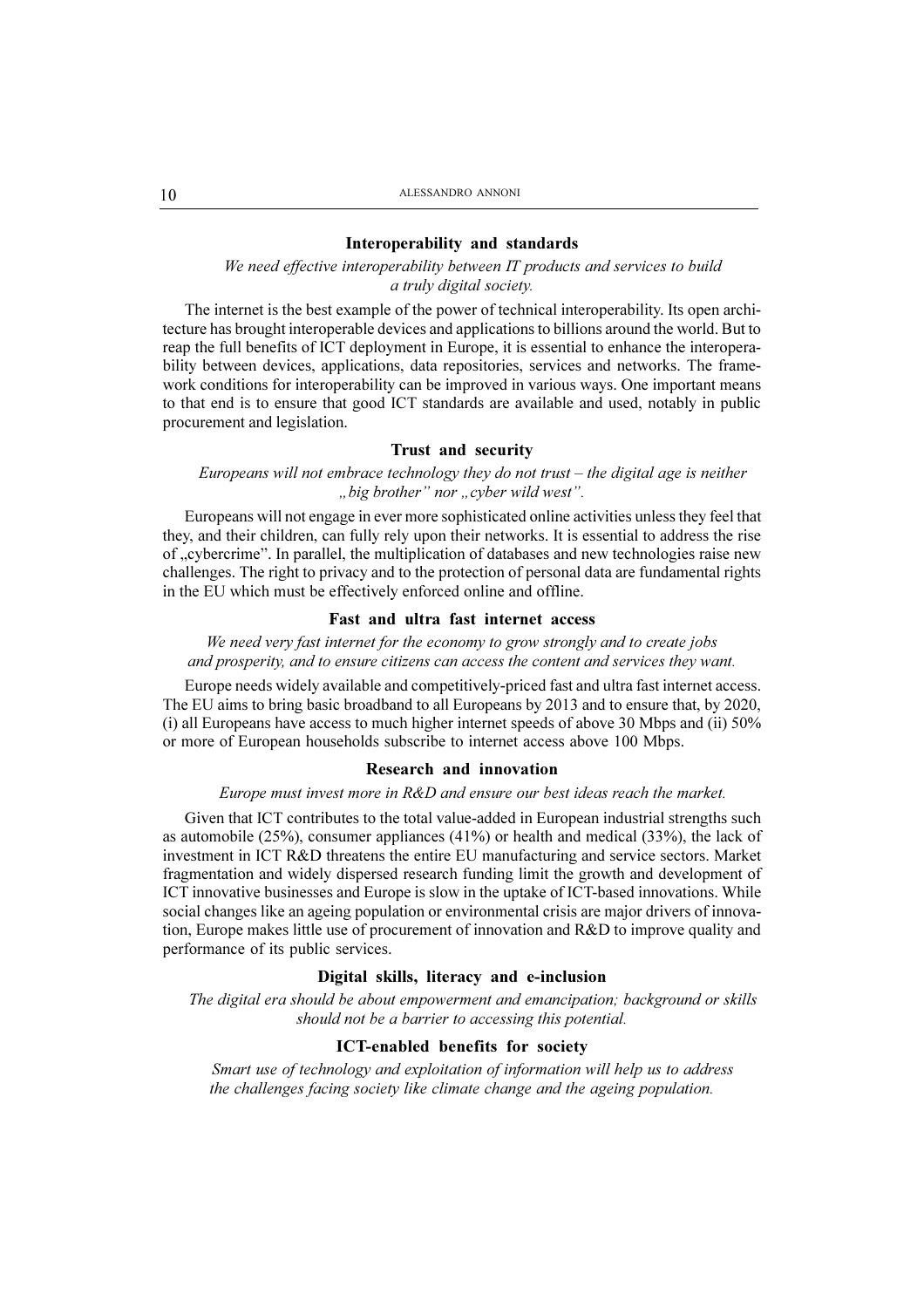### Interoperability and standards

*We need effective interoperability between IT products and services to build a truly digital society.*

The internet is the best example of the power of technical interoperability. Its open architecture has brought interoperable devices and applications to billions around the world. But to reap the full benefits of ICT deployment in Europe, it is essential to enhance the interoperability between devices, applications, data repositories, services and networks. The framework conditions for interoperability can be improved in various ways. One important means to that end is to ensure that good ICT standards are available and used, notably in public procurement and legislation.

### Trust and security

*Europeans will not embrace technology they do not trust – the digital age is neither „big brother" nor „cyber wild west".*

Europeans will not engage in ever more sophisticated online activities unless they feel that they, and their children, can fully rely upon their networks. It is essential to address the rise of „cybercrime". In parallel, the multiplication of databases and new technologies raise new challenges. The right to privacy and to the protection of personal data are fundamental rights in the EU which must be effectively enforced online and offline.

### Fast and ultra fast internet access

*We need very fast internet for the economy to grow strongly and to create jobs and prosperity, and to ensure citizens can access the content and services they want.*

Europe needs widely available and competitively-priced fast and ultra fast internet access. The EU aims to bring basic broadband to all Europeans by 2013 and to ensure that, by 2020, (i) all Europeans have access to much higher internet speeds of above 30 Mbps and (ii) 50% or more of European households subscribe to internet access above 100 Mbps.

### Research and innovation

*Europe must invest more in R&D and ensure our best ideas reach the market.*

Given that ICT contributes to the total value-added in European industrial strengths such as automobile (25%), consumer appliances (41%) or health and medical (33%), the lack of investment in ICT R&D threatens the entire EU manufacturing and service sectors. Market fragmentation and widely dispersed research funding limit the growth and development of ICT innovative businesses and Europe is slow in the uptake of ICT-based innovations. While social changes like an ageing population or environmental crisis are major drivers of innovation, Europe makes little use of procurement of innovation and R&D to improve quality and performance of its public services.

### Digital skills, literacy and e-inclusion

*The digital era should be about empowerment and emancipation; background or skills should not be a barrier to accessing this potential.*

### ICT-enabled benefits for society

*Smart use of technology and exploitation of information will help us to address the challenges facing society like climate change and the ageing population.*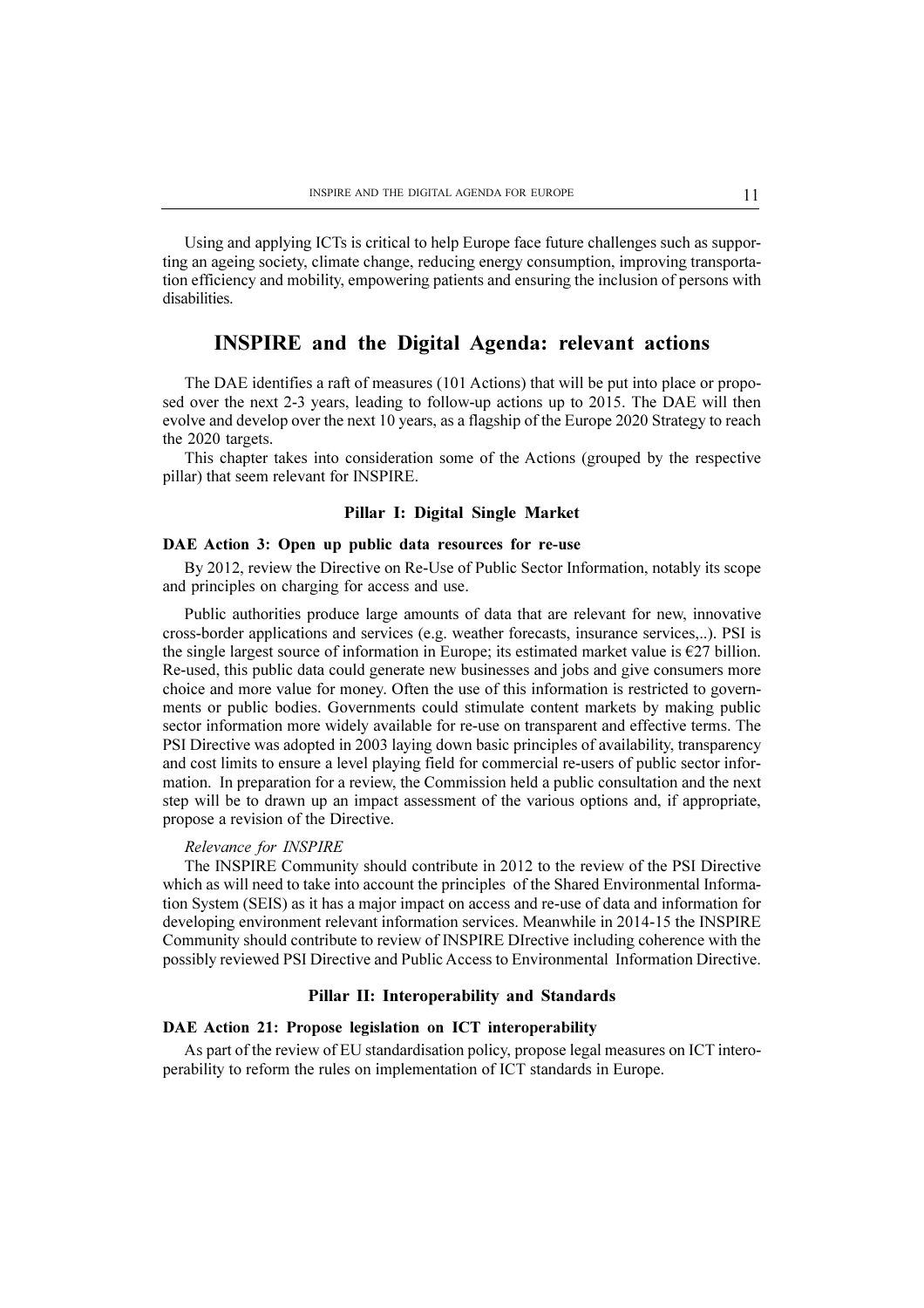Using and applying ICTs is critical to help Europe face future challenges such as supporting an ageing society, climate change, reducing energy consumption, improving transportation efficiency and mobility, empowering patients and ensuring the inclusion of persons with disabilities.

## INSPIRE and the Digital Agenda: relevant actions

The DAE identifies a raft of measures (101 Actions) that will be put into place or proposed over the next 2-3 years, leading to follow-up actions up to 2015. The DAE will then evolve and develop over the next 10 years, as a flagship of the Europe 2020 Strategy to reach the 2020 targets.

This chapter takes into consideration some of the Actions (grouped by the respective pillar) that seem relevant for INSPIRE.

### Pillar I: Digital Single Market

#### DAE Action 3: Open up public data resources for re-use

By 2012, review the Directive on Re-Use of Public Sector Information, notably its scope and principles on charging for access and use.

Public authorities produce large amounts of data that are relevant for new, innovative cross-border applications and services (e.g. weather forecasts, insurance services,..). PSI is the single largest source of information in Europe; its estimated market value is €27 billion. Re-used, this public data could generate new businesses and jobs and give consumers more choice and more value for money. Often the use of this information is restricted to governments or public bodies. Governments could stimulate content markets by making public sector information more widely available for re-use on transparent and effective terms. The PSI Directive was adopted in 2003 laying down basic principles of availability, transparency and cost limits to ensure a level playing field for commercial re-users of public sector information. In preparation for a review, the Commission held a public consultation and the next step will be to drawn up an impact assessment of the various options and, if appropriate, propose a revision of the Directive.

*Relevance for INSPIRE*

The INSPIRE Community should contribute in 2012 to the review of the PSI Directive which as will need to take into account the principles of the Shared Environmental Information System (SEIS) as it has a major impact on access and re-use of data and information for developing environment relevant information services. Meanwhile in 2014-15 the INSPIRE Community should contribute to review of INSPIRE DIrective including coherence with the possibly reviewed PSI Directive and Public Access to Environmental Information Directive.

### Pillar II: Interoperability and Standards

#### DAE Action 21: Propose legislation on ICT interoperability

As part of the review of EU standardisation policy, propose legal measures on ICT interoperability to reform the rules on implementation of ICT standards in Europe.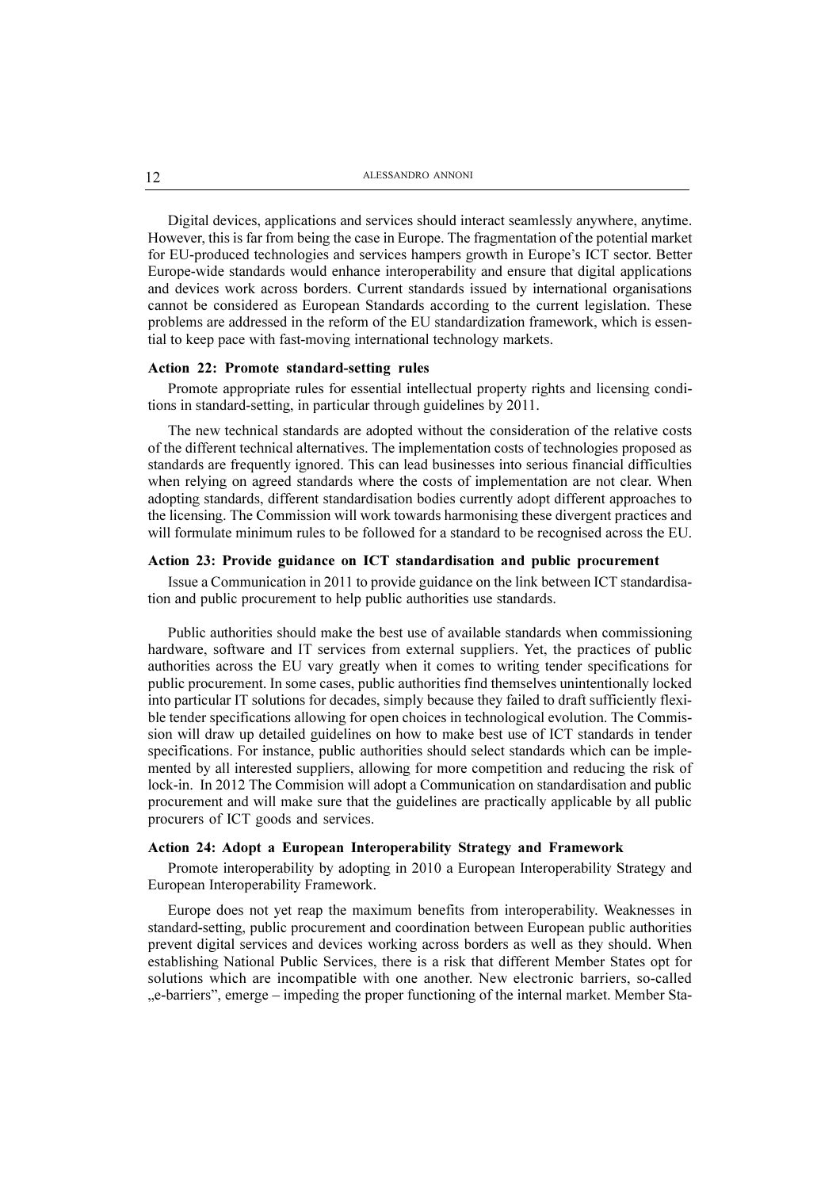Digital devices, applications and services should interact seamlessly anywhere, anytime. However, this is far from being the case in Europe. The fragmentation of the potential market for EU-produced technologies and services hampers growth in Europe's ICT sector. Better Europe-wide standards would enhance interoperability and ensure that digital applications and devices work across borders. Current standards issued by international organisations cannot be considered as European Standards according to the current legislation. These problems are addressed in the reform of the EU standardization framework, which is essential to keep pace with fast-moving international technology markets.

#### Action 22: Promote standard-setting rules

Promote appropriate rules for essential intellectual property rights and licensing conditions in standard-setting, in particular through guidelines by 2011.

The new technical standards are adopted without the consideration of the relative costs of the different technical alternatives. The implementation costs of technologies proposed as standards are frequently ignored. This can lead businesses into serious financial difficulties when relying on agreed standards where the costs of implementation are not clear. When adopting standards, different standardisation bodies currently adopt different approaches to the licensing. The Commission will work towards harmonising these divergent practices and will formulate minimum rules to be followed for a standard to be recognised across the EU.

#### Action 23: Provide guidance on ICT standardisation and public procurement

Issue a Communication in 2011 to provide guidance on the link between ICT standardisation and public procurement to help public authorities use standards.

Public authorities should make the best use of available standards when commissioning hardware, software and IT services from external suppliers. Yet, the practices of public authorities across the EU vary greatly when it comes to writing tender specifications for public procurement. In some cases, public authorities find themselves unintentionally locked into particular IT solutions for decades, simply because they failed to draft sufficiently flexible tender specifications allowing for open choices in technological evolution. The Commission will draw up detailed guidelines on how to make best use of ICT standards in tender specifications. For instance, public authorities should select standards which can be implemented by all interested suppliers, allowing for more competition and reducing the risk of lock-in. In 2012 The Commision will adopt a Communication on standardisation and public procurement and will make sure that the guidelines are practically applicable by all public procurers of ICT goods and services.

#### Action 24: Adopt a European Interoperability Strategy and Framework

Promote interoperability by adopting in 2010 a European Interoperability Strategy and European Interoperability Framework.

Europe does not yet reap the maximum benefits from interoperability. Weaknesses in standard-setting, public procurement and coordination between European public authorities prevent digital services and devices working across borders as well as they should. When establishing National Public Services, there is a risk that different Member States opt for solutions which are incompatible with one another. New electronic barriers, so-called „e-barriers", emerge – impeding the proper functioning of the internal market. Member Sta-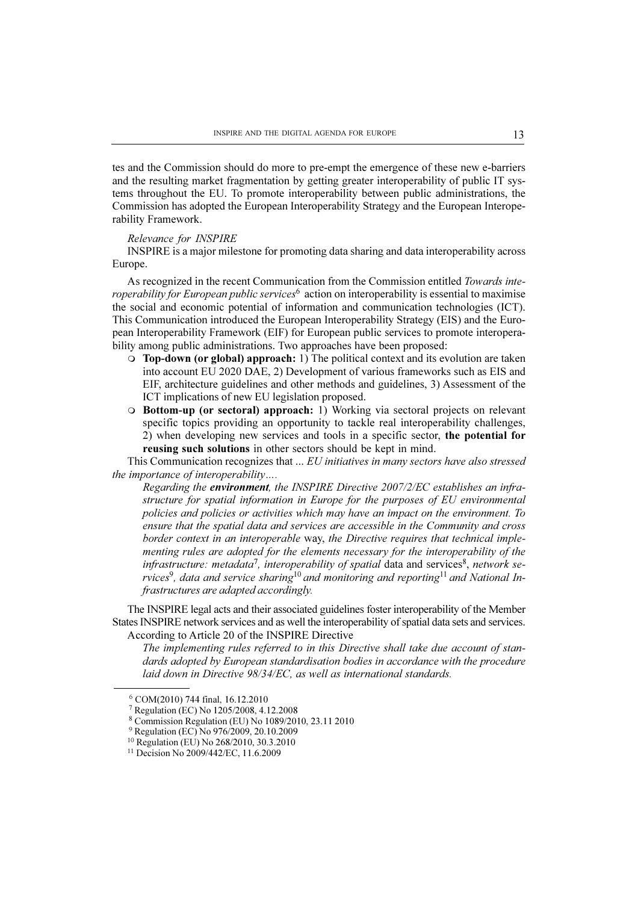tes and the Commission should do more to pre-empt the emergence of these new e-barriers and the resulting market fragmentation by getting greater interoperability of public IT systems throughout the EU. To promote interoperability between public administrations, the Commission has adopted the European Interoperability Strategy and the European Interoperability Framework.

*Relevance for INSPIRE*

INSPIRE is a major milestone for promoting data sharing and data interoperability across Europe.

As recognized in the recent Communication from the Commission entitled *Towards interoperability for European public services*[6] action on interoperability is essential to maximise the social and economic potential of information and communication technologies (ICT). This Communication introduced the European Interoperability Strategy (EIS) and the European Interoperability Framework (EIF) for European public services to promote interoperability among public administrations. Two approaches have been proposed:

- **Top-down (or global) approach:** 1) The political context and its evolution are taken into account EU 2020 DAE, 2) Development of various frameworks such as EIS and EIF, architecture guidelines and other methods and guidelines, 3) Assessment of the ICT implications of new EU legislation proposed.
- **Bottom-up (or sectoral) approach:** 1) Working via sectoral projects on relevant specific topics providing an opportunity to tackle real interoperability challenges, 2) when developing new services and tools in a specific sector, **the potential for reusing such solutions** in other sectors should be kept in mind.

This Communication recognizes that ... *EU initiatives in many sectors have also stressed the importance of interoperability….*

> *Regarding the* ***environment****, the INSPIRE Directive 2007/2/EC establishes an infrastructure for spatial information in Europe for the purposes of EU environmental policies and policies or activities which may have an impact on the environment. To ensure that the spatial data and services are accessible in the Community and cross border context in an interoperable* way, *the Directive requires that technical implementing rules are adopted for the elements necessary for the interoperability of the infrastructure: metadata*[7]*, interoperability of spatial* data and services[8], *network services*[9]*, data and service sharing*[10] *and monitoring and reporting*[11] *and National Infrastructures are adapted accordingly.*

The INSPIRE legal acts and their associated guidelines foster interoperability of the Member States INSPIRE network services and as well the interoperability of spatial data sets and services.

According to Article 20 of the INSPIRE Directive

> *The implementing rules referred to in this Directive shall take due account of standards adopted by European standardisation bodies in accordance with the procedure laid down in Directive 98/34/EC, as well as international standards.*

---

[6] COM(2010) 744 final, 16.12.2010

[7] Regulation (EC) No 1205/2008, 4.12.2008

[8] Commission Regulation (EU) No 1089/2010, 23.11 2010

[9] Regulation (EC) No 976/2009, 20.10.2009

[10] Regulation (EU) No 268/2010, 30.3.2010

[11] Decision No 2009/442/EC, 11.6.2009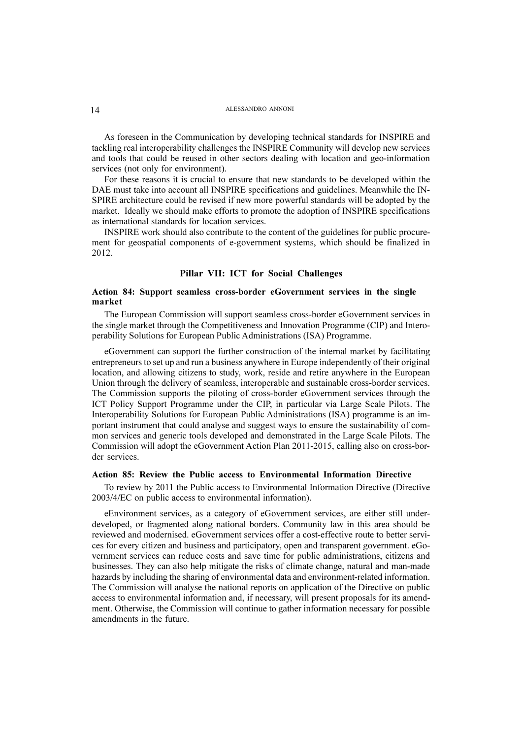As foreseen in the Communication by developing technical standards for INSPIRE and tackling real interoperability challenges the INSPIRE Community will develop new services and tools that could be reused in other sectors dealing with location and geo-information services (not only for environment).

For these reasons it is crucial to ensure that new standards to be developed within the DAE must take into account all INSPIRE specifications and guidelines. Meanwhile the INSPIRE architecture could be revised if new more powerful standards will be adopted by the market. Ideally we should make efforts to promote the adoption of INSPIRE specifications as international standards for location services.

INSPIRE work should also contribute to the content of the guidelines for public procurement for geospatial components of e-government systems, which should be finalized in 2012.

## Pillar VII: ICT for Social Challenges

### Action 84: Support seamless cross-border eGovernment services in the single market

The European Commission will support seamless cross-border eGovernment services in the single market through the Competitiveness and Innovation Programme (CIP) and Interoperability Solutions for European Public Administrations (ISA) Programme.

eGovernment can support the further construction of the internal market by facilitating entrepreneurs to set up and run a business anywhere in Europe independently of their original location, and allowing citizens to study, work, reside and retire anywhere in the European Union through the delivery of seamless, interoperable and sustainable cross-border services. The Commission supports the piloting of cross-border eGovernment services through the ICT Policy Support Programme under the CIP, in particular via Large Scale Pilots. The Interoperability Solutions for European Public Administrations (ISA) programme is an important instrument that could analyse and suggest ways to ensure the sustainability of common services and generic tools developed and demonstrated in the Large Scale Pilots. The Commission will adopt the eGovernment Action Plan 2011-2015, calling also on cross-border services.

### Action 85: Review the Public access to Environmental Information Directive

To review by 2011 the Public access to Environmental Information Directive (Directive 2003/4/EC on public access to environmental information).

eEnvironment services, as a category of eGovernment services, are either still underdeveloped, or fragmented along national borders. Community law in this area should be reviewed and modernised. eGovernment services offer a cost-effective route to better services for every citizen and business and participatory, open and transparent government. eGovernment services can reduce costs and save time for public administrations, citizens and businesses. They can also help mitigate the risks of climate change, natural and man-made hazards by including the sharing of environmental data and environment-related information. The Commission will analyse the national reports on application of the Directive on public access to environmental information and, if necessary, will present proposals for its amendment. Otherwise, the Commission will continue to gather information necessary for possible amendments in the future.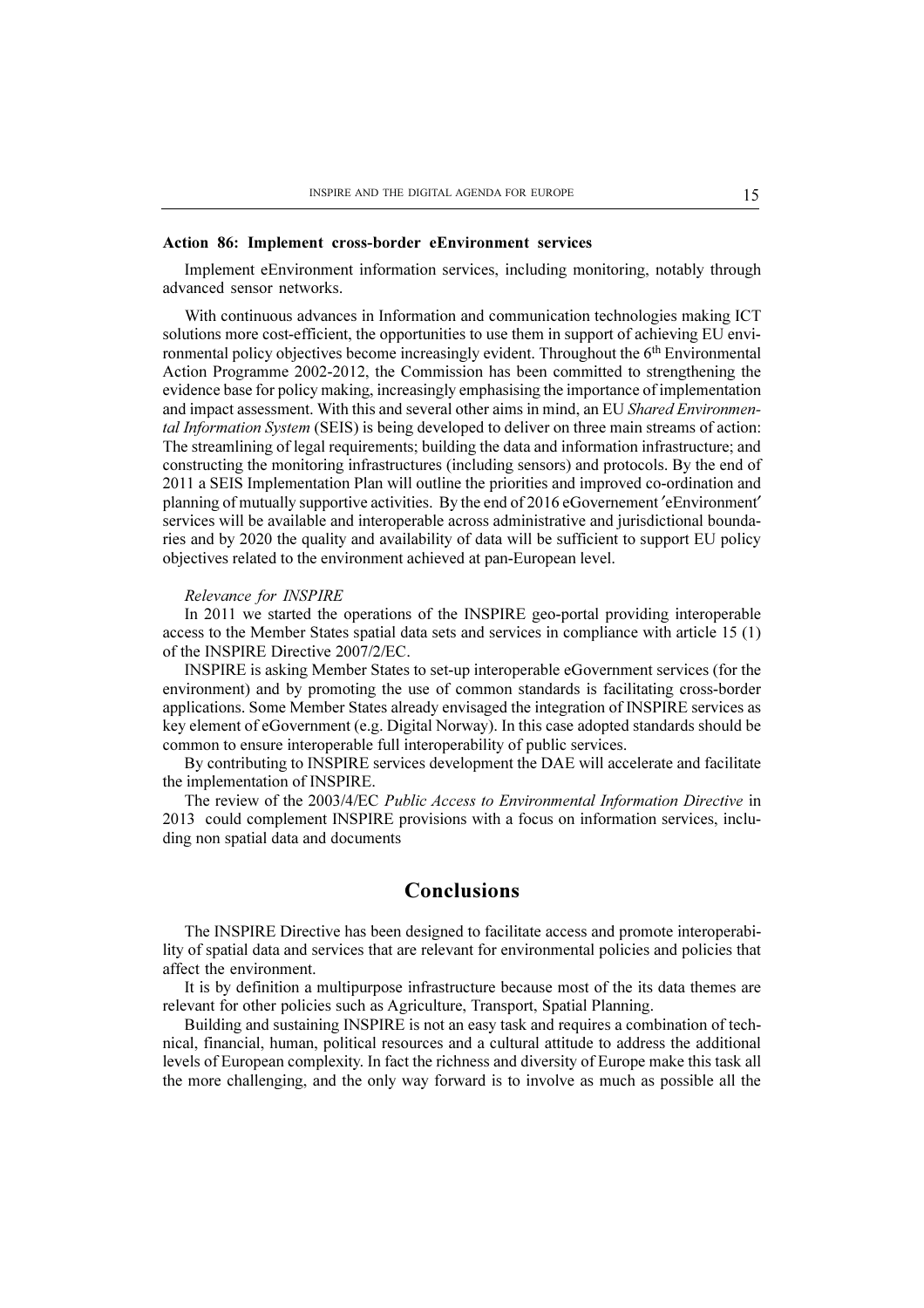**Action 86: Implement cross-border eEnvironment services**

Implement eEnvironment information services, including monitoring, notably through advanced sensor networks.

With continuous advances in Information and communication technologies making ICT solutions more cost-efficient, the opportunities to use them in support of achieving EU environmental policy objectives become increasingly evident. Throughout the 6th Environmental Action Programme 2002-2012, the Commission has been committed to strengthening the evidence base for policy making, increasingly emphasising the importance of implementation and impact assessment. With this and several other aims in mind, an EU *Shared Environmental Information System* (SEIS) is being developed to deliver on three main streams of action: The streamlining of legal requirements; building the data and information infrastructure; and constructing the monitoring infrastructures (including sensors) and protocols. By the end of 2011 a SEIS Implementation Plan will outline the priorities and improved co-ordination and planning of mutually supportive activities. By the end of 2016 eGovernement 'eEnvironment' services will be available and interoperable across administrative and jurisdictional boundaries and by 2020 the quality and availability of data will be sufficient to support EU policy objectives related to the environment achieved at pan-European level.

*Relevance for INSPIRE*

In 2011 we started the operations of the INSPIRE geo-portal providing interoperable access to the Member States spatial data sets and services in compliance with article 15 (1) of the INSPIRE Directive 2007/2/EC.

INSPIRE is asking Member States to set-up interoperable eGovernment services (for the environment) and by promoting the use of common standards is facilitating cross-border applications. Some Member States already envisaged the integration of INSPIRE services as key element of eGovernment (e.g. Digital Norway). In this case adopted standards should be common to ensure interoperable full interoperability of public services.

By contributing to INSPIRE services development the DAE will accelerate and facilitate the implementation of INSPIRE.

The review of the 2003/4/EC *Public Access to Environmental Information Directive* in 2013 could complement INSPIRE provisions with a focus on information services, including non spatial data and documents

## Conclusions

The INSPIRE Directive has been designed to facilitate access and promote interoperability of spatial data and services that are relevant for environmental policies and policies that affect the environment.

It is by definition a multipurpose infrastructure because most of the its data themes are relevant for other policies such as Agriculture, Transport, Spatial Planning.

Building and sustaining INSPIRE is not an easy task and requires a combination of technical, financial, human, political resources and a cultural attitude to address the additional levels of European complexity. In fact the richness and diversity of Europe make this task all the more challenging, and the only way forward is to involve as much as possible all the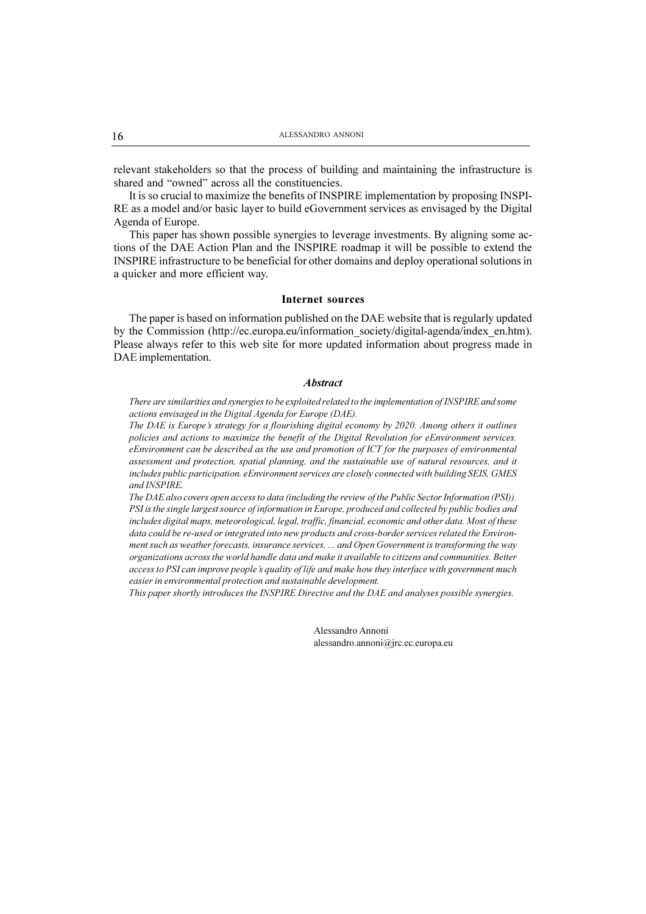relevant stakeholders so that the process of building and maintaining the infrastructure is shared and "owned" across all the constituencies.

It is so crucial to maximize the benefits of INSPIRE implementation by proposing INSPIRE as a model and/or basic layer to build eGovernment services as envisaged by the Digital Agenda of Europe.

This paper has shown possible synergies to leverage investments. By aligning some actions of the DAE Action Plan and the INSPIRE roadmap it will be possible to extend the INSPIRE infrastructure to be beneficial for other domains and deploy operational solutions in a quicker and more efficient way.

## Internet sources

The paper is based on information published on the DAE website that is regularly updated by the Commission (http://ec.europa.eu/information_society/digital-agenda/index_en.htm). Please always refer to this web site for more updated information about progress made in DAE implementation.

## *Abstract*

*There are similarities and synergies to be exploited related to the implementation of INSPIRE and some actions envisaged in the Digital Agenda for Europe (DAE).*

*The DAE is Europe's strategy for a flourishing digital economy by 2020. Among others it outlines policies and actions to maximize the benefit of the Digital Revolution for eEnvironment services. eEnvironment can be described as the use and promotion of ICT for the purposes of environmental assessment and protection, spatial planning, and the sustainable use of natural resources, and it includes public participation. eEnvironment services are closely connected with building SEIS, GMES and INSPIRE.*

*The DAE also covers open access to data (including the review of the Public Sector Information (PSI)). PSI is the single largest source of information in Europe, produced and collected by public bodies and includes digital maps, meteorological, legal, traffic, financial, economic and other data. Most of these data could be re-used or integrated into new products and cross-border services related the Environment such as weather forecasts, insurance services, ... and Open Government is transforming the way organizations across the world handle data and make it available to citizens and communities. Better access to PSI can improve people's quality of life and make how they interface with government much easier in environmental protection and sustainable development.*

*This paper shortly introduces the INSPIRE Directive and the DAE and analyses possible synergies.*

Alessandro Annoni
alessandro.annoni@jrc.ec.europa.eu